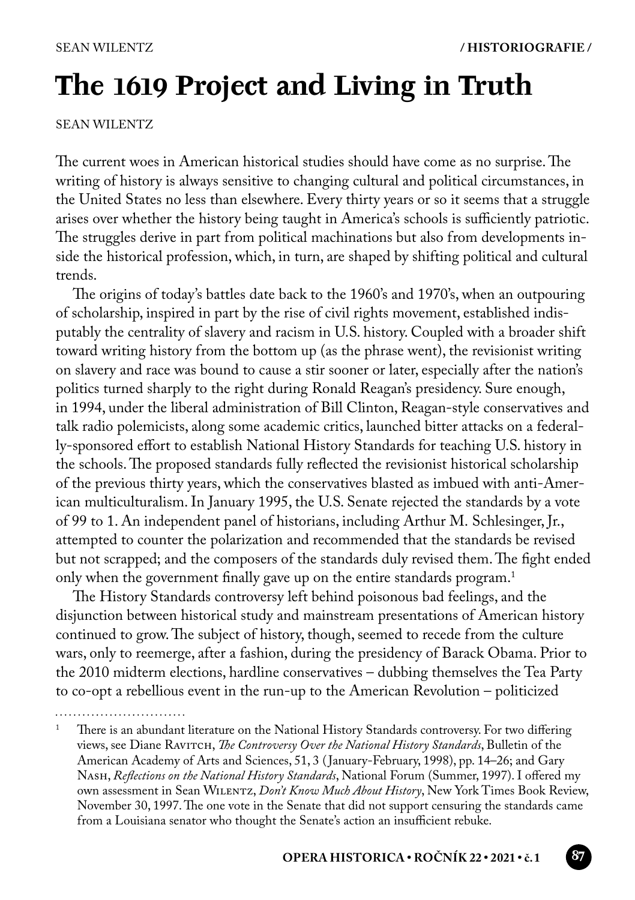# The 1619 Project and Living in Truth

SEAN WILENTZ

The current woes in American historical studies should have come as no surprise. The writing of history is always sensitive to changing cultural and political circumstances, in the United States no less than elsewhere. Every thirty years or so it seems that a struggle arises over whether the history being taught in America's schools is sufficiently patriotic. The struggles derive in part from political machinations but also from developments inside the historical profession, which, in turn, are shaped by shifting political and cultural trends.

The origins of today's battles date back to the 1960's and 1970's, when an outpouring of scholarship, inspired in part by the rise of civil rights movement, established indisputably the centrality of slavery and racism in U.S. history. Coupled with a broader shift toward writing history from the bottom up (as the phrase went), the revisionist writing on slavery and race was bound to cause a stir sooner or later, especially after the nation's politics turned sharply to the right during Ronald Reagan's presidency. Sure enough, in 1994, under the liberal administration of Bill Clinton, Reagan-style conservatives and talk radio polemicists, along some academic critics, launched bitter attacks on a federally-sponsored effort to establish National History Standards for teaching U.S. history in the schools. The proposed standards fully reflected the revisionist historical scholarship of the previous thirty years, which the conservatives blasted as imbued with anti-American multiculturalism. In January 1995, the U.S. Senate rejected the standards by a vote of 99 to 1. An independent panel of historians, including Arthur M. Schlesinger, Jr., attempted to counter the polarization and recommended that the standards be revised but not scrapped; and the composers of the standards duly revised them. The fight ended only when the government finally gave up on the entire standards program.[1]

The History Standards controversy left behind poisonous bad feelings, and the disjunction between historical study and mainstream presentations of American history continued to grow. The subject of history, though, seemed to recede from the culture wars, only to reemerge, after a fashion, during the presidency of Barack Obama. Prior to the 2010 midterm elections, hardline conservatives – dubbing themselves the Tea Party to co-opt a rebellious event in the run-up to the American Revolution – politicized

---

[1] There is an abundant literature on the National History Standards controversy. For two differing views, see Diane Ravitch, *The Controversy Over the National History Standards*, Bulletin of the American Academy of Arts and Sciences, 51, 3 (January-February, 1998), pp. 14–26; and Gary Nash, *Reflections on the National History Standards*, National Forum (Summer, 1997). I offered my own assessment in Sean Wilentz, *Don't Know Much About History*, New York Times Book Review, November 30, 1997. The one vote in the Senate that did not support censuring the standards came from a Louisiana senator who thought the Senate's action an insufficient rebuke.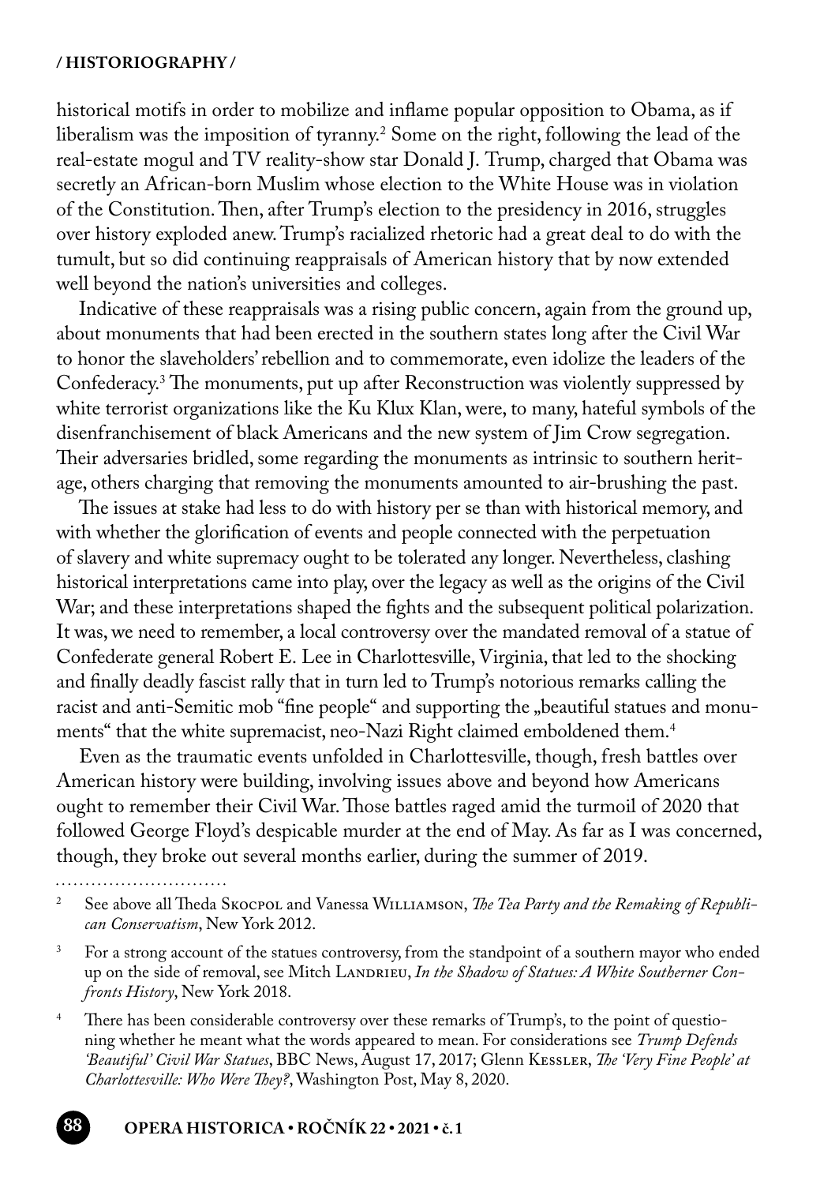historical motifs in order to mobilize and inflame popular opposition to Obama, as if liberalism was the imposition of tyranny.[2] Some on the right, following the lead of the real-estate mogul and TV reality-show star Donald J. Trump, charged that Obama was secretly an African-born Muslim whose election to the White House was in violation of the Constitution. Then, after Trump's election to the presidency in 2016, struggles over history exploded anew. Trump's racialized rhetoric had a great deal to do with the tumult, but so did continuing reappraisals of American history that by now extended well beyond the nation's universities and colleges.

Indicative of these reappraisals was a rising public concern, again from the ground up, about monuments that had been erected in the southern states long after the Civil War to honor the slaveholders' rebellion and to commemorate, even idolize the leaders of the Confederacy.[3] The monuments, put up after Reconstruction was violently suppressed by white terrorist organizations like the Ku Klux Klan, were, to many, hateful symbols of the disenfranchisement of black Americans and the new system of Jim Crow segregation. Their adversaries bridled, some regarding the monuments as intrinsic to southern heritage, others charging that removing the monuments amounted to air-brushing the past.

The issues at stake had less to do with history per se than with historical memory, and with whether the glorification of events and people connected with the perpetuation of slavery and white supremacy ought to be tolerated any longer. Nevertheless, clashing historical interpretations came into play, over the legacy as well as the origins of the Civil War; and these interpretations shaped the fights and the subsequent political polarization. It was, we need to remember, a local controversy over the mandated removal of a statue of Confederate general Robert E. Lee in Charlottesville, Virginia, that led to the shocking and finally deadly fascist rally that in turn led to Trump's notorious remarks calling the racist and anti-Semitic mob "fine people" and supporting the „beautiful statues and monuments" that the white supremacist, neo-Nazi Right claimed emboldened them.[4]

Even as the traumatic events unfolded in Charlottesville, though, fresh battles over American history were building, involving issues above and beyond how Americans ought to remember their Civil War. Those battles raged amid the turmoil of 2020 that followed George Floyd's despicable murder at the end of May. As far as I was concerned, though, they broke out several months earlier, during the summer of 2019.

---

[2] See above all Theda Skocpol and Vanessa Williamson, *The Tea Party and the Remaking of Republican Conservatism*, New York 2012.

[3] For a strong account of the statues controversy, from the standpoint of a southern mayor who ended up on the side of removal, see Mitch Landrieu, *In the Shadow of Statues: A White Southerner Confronts History*, New York 2018.

[4] There has been considerable controversy over these remarks of Trump's, to the point of questioning whether he meant what the words appeared to mean. For considerations see *Trump Defends 'Beautiful' Civil War Statues*, BBC News, August 17, 2017; Glenn Kessler, *The 'Very Fine People' at Charlottesville: Who Were They?*, Washington Post, May 8, 2020.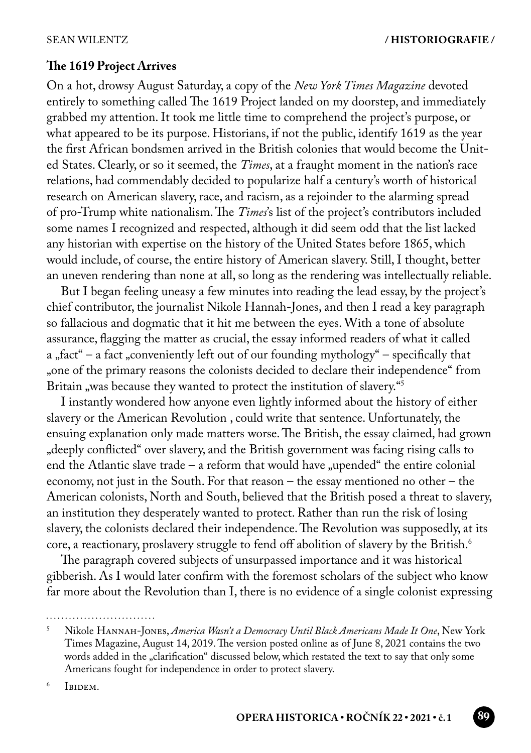### The 1619 Project Arrives

On a hot, drowsy August Saturday, a copy of the *New York Times Magazine* devoted entirely to something called The 1619 Project landed on my doorstep, and immediately grabbed my attention. It took me little time to comprehend the project's purpose, or what appeared to be its purpose. Historians, if not the public, identify 1619 as the year the first African bondsmen arrived in the British colonies that would become the United States. Clearly, or so it seemed, the *Times*, at a fraught moment in the nation's race relations, had commendably decided to popularize half a century's worth of historical research on American slavery, race, and racism, as a rejoinder to the alarming spread of pro-Trump white nationalism. The *Times*'s list of the project's contributors included some names I recognized and respected, although it did seem odd that the list lacked any historian with expertise on the history of the United States before 1865, which would include, of course, the entire history of American slavery. Still, I thought, better an uneven rendering than none at all, so long as the rendering was intellectually reliable.

But I began feeling uneasy a few minutes into reading the lead essay, by the project's chief contributor, the journalist Nikole Hannah-Jones, and then I read a key paragraph so fallacious and dogmatic that it hit me between the eyes. With a tone of absolute assurance, flagging the matter as crucial, the essay informed readers of what it called a „fact" – a fact „conveniently left out of our founding mythology" – specifically that „one of the primary reasons the colonists decided to declare their independence" from Britain „was because they wanted to protect the institution of slavery."[5]

I instantly wondered how anyone even lightly informed about the history of either slavery or the American Revolution , could write that sentence. Unfortunately, the ensuing explanation only made matters worse. The British, the essay claimed, had grown „deeply conflicted" over slavery, and the British government was facing rising calls to end the Atlantic slave trade – a reform that would have „upended" the entire colonial economy, not just in the South. For that reason – the essay mentioned no other – the American colonists, North and South, believed that the British posed a threat to slavery, an institution they desperately wanted to protect. Rather than run the risk of losing slavery, the colonists declared their independence. The Revolution was supposedly, at its core, a reactionary, proslavery struggle to fend off abolition of slavery by the British.[6]

The paragraph covered subjects of unsurpassed importance and it was historical gibberish. As I would later confirm with the foremost scholars of the subject who know far more about the Revolution than I, there is no evidence of a single colonist expressing

---

[5] Nikole Hannah-Jones, *America Wasn't a Democracy Until Black Americans Made It One*, New York Times Magazine, August 14, 2019. The version posted online as of June 8, 2021 contains the two words added in the „clarification" discussed below, which restated the text to say that only some Americans fought for independence in order to protect slavery.

[6] Ibidem.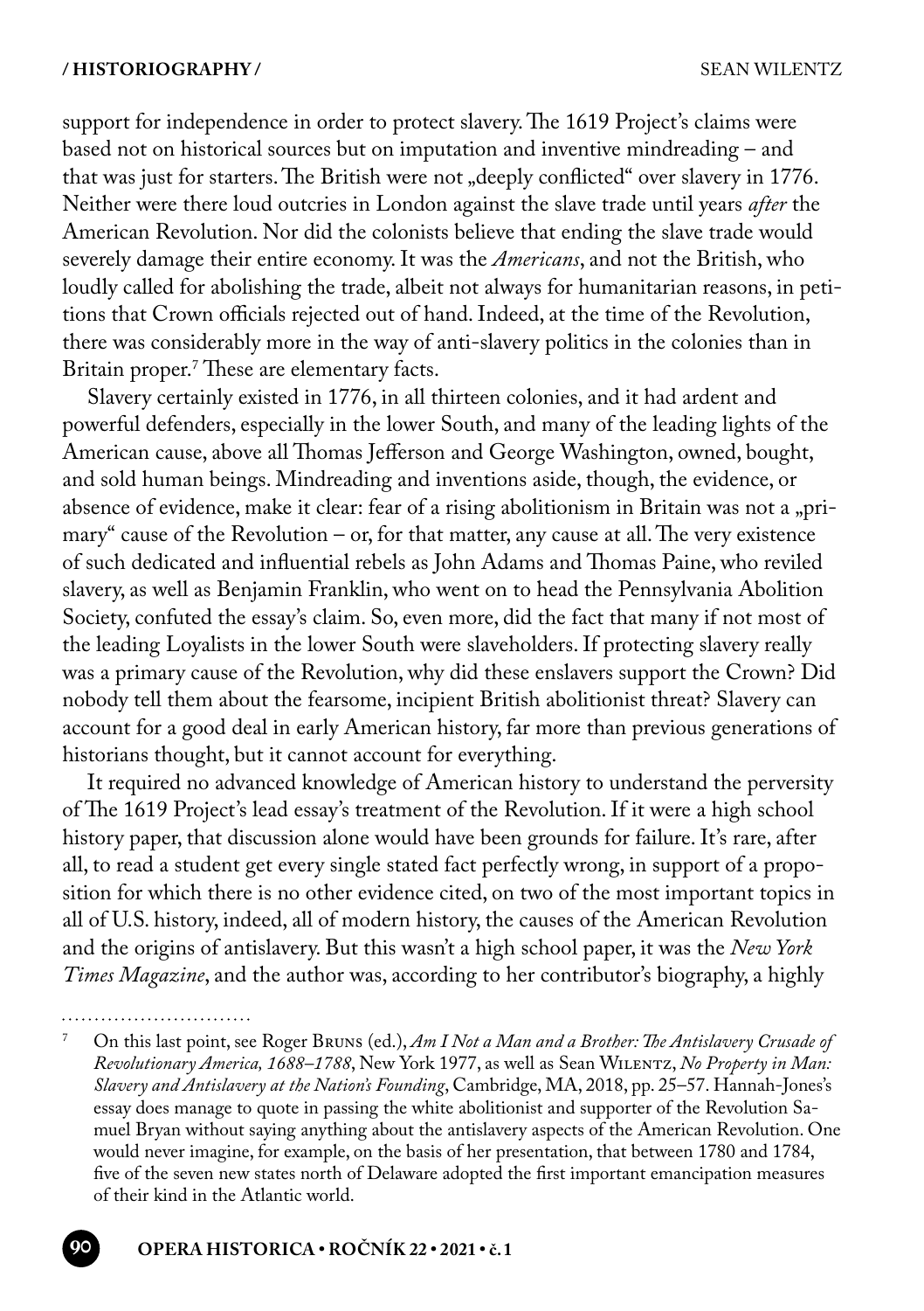support for independence in order to protect slavery. The 1619 Project's claims were based not on historical sources but on imputation and inventive mindreading – and that was just for starters. The British were not „deeply conflicted" over slavery in 1776. Neither were there loud outcries in London against the slave trade until years *after* the American Revolution. Nor did the colonists believe that ending the slave trade would severely damage their entire economy. It was the *Americans*, and not the British, who loudly called for abolishing the trade, albeit not always for humanitarian reasons, in petitions that Crown officials rejected out of hand. Indeed, at the time of the Revolution, there was considerably more in the way of anti-slavery politics in the colonies than in Britain proper.[7] These are elementary facts.

Slavery certainly existed in 1776, in all thirteen colonies, and it had ardent and powerful defenders, especially in the lower South, and many of the leading lights of the American cause, above all Thomas Jefferson and George Washington, owned, bought, and sold human beings. Mindreading and inventions aside, though, the evidence, or absence of evidence, make it clear: fear of a rising abolitionism in Britain was not a „primary" cause of the Revolution – or, for that matter, any cause at all. The very existence of such dedicated and influential rebels as John Adams and Thomas Paine, who reviled slavery, as well as Benjamin Franklin, who went on to head the Pennsylvania Abolition Society, confuted the essay's claim. So, even more, did the fact that many if not most of the leading Loyalists in the lower South were slaveholders. If protecting slavery really was a primary cause of the Revolution, why did these enslavers support the Crown? Did nobody tell them about the fearsome, incipient British abolitionist threat? Slavery can account for a good deal in early American history, far more than previous generations of historians thought, but it cannot account for everything.

It required no advanced knowledge of American history to understand the perversity of The 1619 Project's lead essay's treatment of the Revolution. If it were a high school history paper, that discussion alone would have been grounds for failure. It's rare, after all, to read a student get every single stated fact perfectly wrong, in support of a proposition for which there is no other evidence cited, on two of the most important topics in all of U.S. history, indeed, all of modern history, the causes of the American Revolution and the origins of antislavery. But this wasn't a high school paper, it was the *New York Times Magazine*, and the author was, according to her contributor's biography, a highly

---

[7] On this last point, see Roger Bruns (ed.), *Am I Not a Man and a Brother: The Antislavery Crusade of Revolutionary America, 1688–1788*, New York 1977, as well as Sean Wilentz, *No Property in Man: Slavery and Antislavery at the Nation's Founding*, Cambridge, MA, 2018, pp. 25–57. Hannah-Jones's essay does manage to quote in passing the white abolitionist and supporter of the Revolution Samuel Bryan without saying anything about the antislavery aspects of the American Revolution. One would never imagine, for example, on the basis of her presentation, that between 1780 and 1784, five of the seven new states north of Delaware adopted the first important emancipation measures of their kind in the Atlantic world.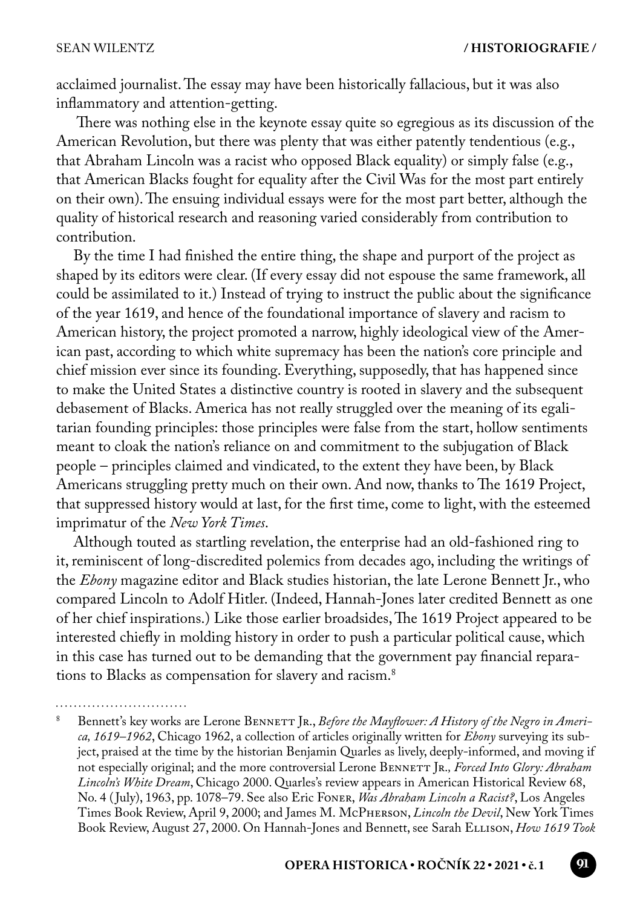acclaimed journalist. The essay may have been historically fallacious, but it was also inflammatory and attention-getting.

There was nothing else in the keynote essay quite so egregious as its discussion of the American Revolution, but there was plenty that was either patently tendentious (e.g., that Abraham Lincoln was a racist who opposed Black equality) or simply false (e.g., that American Blacks fought for equality after the Civil Was for the most part entirely on their own). The ensuing individual essays were for the most part better, although the quality of historical research and reasoning varied considerably from contribution to contribution.

By the time I had finished the entire thing, the shape and purport of the project as shaped by its editors were clear. (If every essay did not espouse the same framework, all could be assimilated to it.) Instead of trying to instruct the public about the significance of the year 1619, and hence of the foundational importance of slavery and racism to American history, the project promoted a narrow, highly ideological view of the American past, according to which white supremacy has been the nation's core principle and chief mission ever since its founding. Everything, supposedly, that has happened since to make the United States a distinctive country is rooted in slavery and the subsequent debasement of Blacks. America has not really struggled over the meaning of its egalitarian founding principles: those principles were false from the start, hollow sentiments meant to cloak the nation's reliance on and commitment to the subjugation of Black people – principles claimed and vindicated, to the extent they have been, by Black Americans struggling pretty much on their own. And now, thanks to The 1619 Project, that suppressed history would at last, for the first time, come to light, with the esteemed imprimatur of the *New York Times*.

Although touted as startling revelation, the enterprise had an old-fashioned ring to it, reminiscent of long-discredited polemics from decades ago, including the writings of the *Ebony* magazine editor and Black studies historian, the late Lerone Bennett Jr., who compared Lincoln to Adolf Hitler. (Indeed, Hannah-Jones later credited Bennett as one of her chief inspirations.) Like those earlier broadsides, The 1619 Project appeared to be interested chiefly in molding history in order to push a particular political cause, which in this case has turned out to be demanding that the government pay financial reparations to Blacks as compensation for slavery and racism.[8]

---

[8] Bennett's key works are Lerone Bennett Jr., *Before the Mayflower: A History of the Negro in America, 1619–1962*, Chicago 1962, a collection of articles originally written for *Ebony* surveying its subject, praised at the time by the historian Benjamin Quarles as lively, deeply-informed, and moving if not especially original; and the more controversial Lerone Bennett Jr.*, Forced Into Glory: Abraham Lincoln's White Dream*, Chicago 2000. Quarles's review appears in American Historical Review 68, No. 4 (July), 1963, pp. 1078–79. See also Eric Foner, *Was Abraham Lincoln a Racist?*, Los Angeles Times Book Review, April 9, 2000; and James M. McPherson, *Lincoln the Devil*, New York Times Book Review, August 27, 2000. On Hannah-Jones and Bennett, see Sarah Ellison, *How 1619 Took*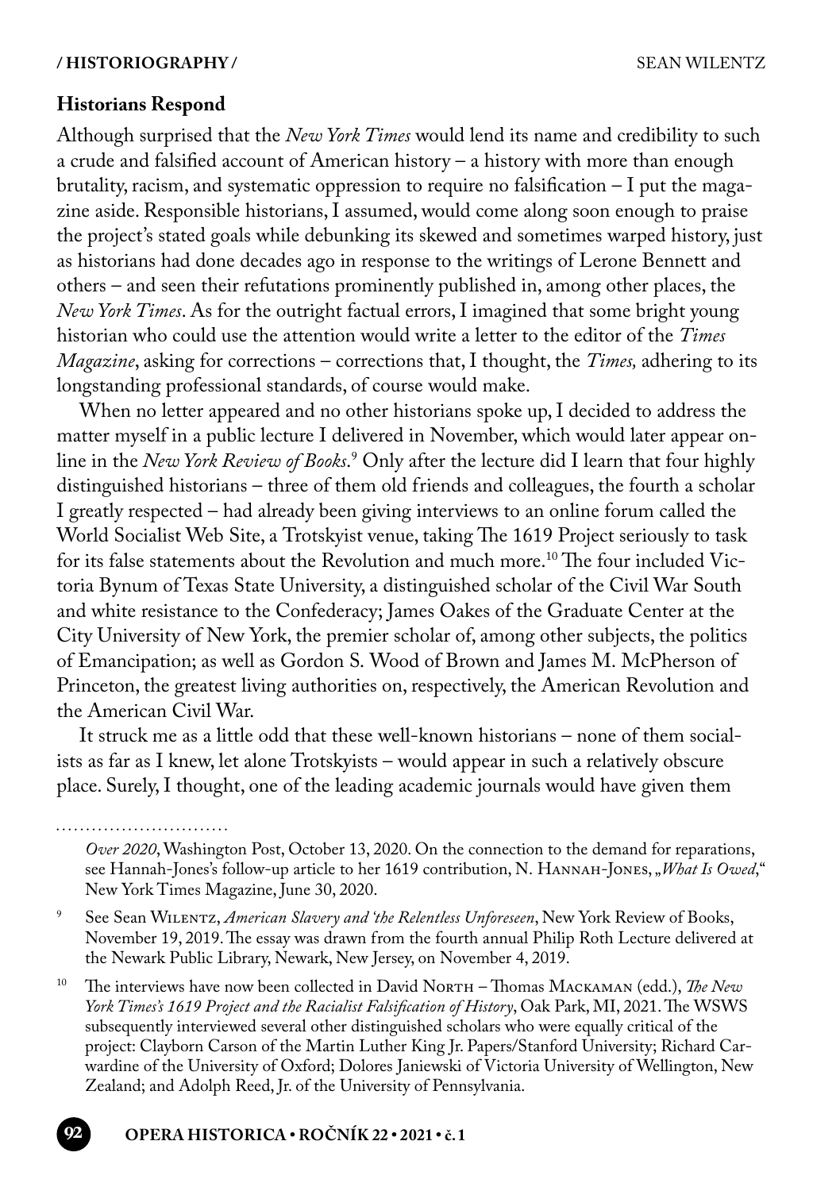### Historians Respond

Although surprised that the *New York Times* would lend its name and credibility to such a crude and falsified account of American history – a history with more than enough brutality, racism, and systematic oppression to require no falsification – I put the magazine aside. Responsible historians, I assumed, would come along soon enough to praise the project's stated goals while debunking its skewed and sometimes warped history, just as historians had done decades ago in response to the writings of Lerone Bennett and others – and seen their refutations prominently published in, among other places, the *New York Times*. As for the outright factual errors, I imagined that some bright young historian who could use the attention would write a letter to the editor of the *Times Magazine*, asking for corrections – corrections that, I thought, the *Times,* adhering to its longstanding professional standards, of course would make.

When no letter appeared and no other historians spoke up, I decided to address the matter myself in a public lecture I delivered in November, which would later appear online in the *New York Review of Books*.[9] Only after the lecture did I learn that four highly distinguished historians – three of them old friends and colleagues, the fourth a scholar I greatly respected – had already been giving interviews to an online forum called the World Socialist Web Site, a Trotskyist venue, taking The 1619 Project seriously to task for its false statements about the Revolution and much more.[10] The four included Victoria Bynum of Texas State University, a distinguished scholar of the Civil War South and white resistance to the Confederacy; James Oakes of the Graduate Center at the City University of New York, the premier scholar of, among other subjects, the politics of Emancipation; as well as Gordon S. Wood of Brown and James M. McPherson of Princeton, the greatest living authorities on, respectively, the American Revolution and the American Civil War.

It struck me as a little odd that these well-known historians – none of them socialists as far as I knew, let alone Trotskyists – would appear in such a relatively obscure place. Surely, I thought, one of the leading academic journals would have given them

---

*Over 2020*, Washington Post, October 13, 2020. On the connection to the demand for reparations, see Hannah-Jones's follow-up article to her 1619 contribution, N. Hannah-Jones, „*What Is Owed*," New York Times Magazine, June 30, 2020.

[9] See Sean Wilentz, *American Slavery and 'the Relentless Unforeseen*, New York Review of Books, November 19, 2019. The essay was drawn from the fourth annual Philip Roth Lecture delivered at the Newark Public Library, Newark, New Jersey, on November 4, 2019.

[10] The interviews have now been collected in David North – Thomas Mackaman (edd.), *The New York Times's 1619 Project and the Racialist Falsification of History*, Oak Park, MI, 2021. The WSWS subsequently interviewed several other distinguished scholars who were equally critical of the project: Clayborn Carson of the Martin Luther King Jr. Papers/Stanford University; Richard Carwardine of the University of Oxford; Dolores Janiewski of Victoria University of Wellington, New Zealand; and Adolph Reed, Jr. of the University of Pennsylvania.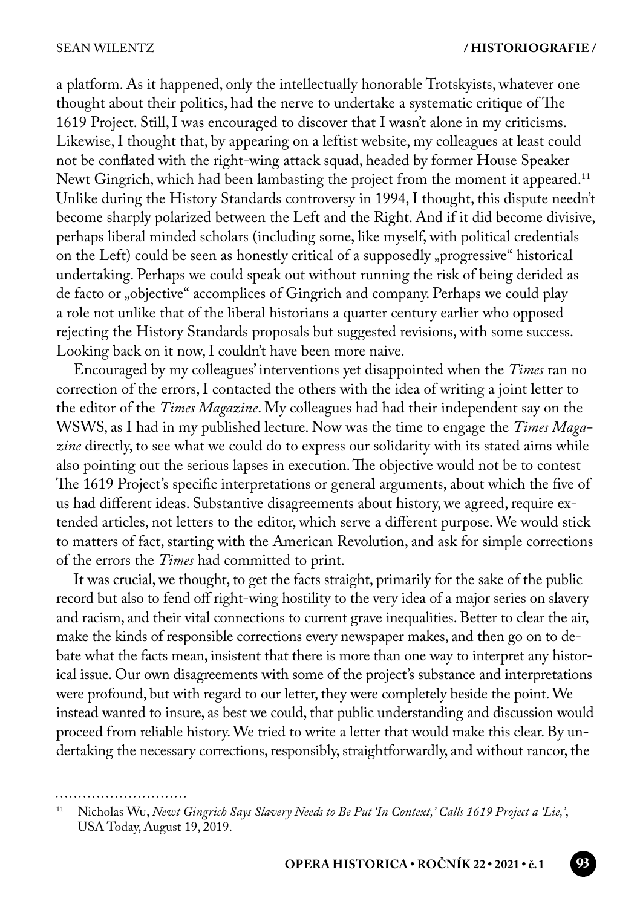a platform. As it happened, only the intellectually honorable Trotskyists, whatever one thought about their politics, had the nerve to undertake a systematic critique of The 1619 Project. Still, I was encouraged to discover that I wasn't alone in my criticisms. Likewise, I thought that, by appearing on a leftist website, my colleagues at least could not be conflated with the right-wing attack squad, headed by former House Speaker Newt Gingrich, which had been lambasting the project from the moment it appeared.[11] Unlike during the History Standards controversy in 1994, I thought, this dispute needn't become sharply polarized between the Left and the Right. And if it did become divisive, perhaps liberal minded scholars (including some, like myself, with political credentials on the Left) could be seen as honestly critical of a supposedly „progressive" historical undertaking. Perhaps we could speak out without running the risk of being derided as de facto or „objective" accomplices of Gingrich and company. Perhaps we could play a role not unlike that of the liberal historians a quarter century earlier who opposed rejecting the History Standards proposals but suggested revisions, with some success. Looking back on it now, I couldn't have been more naive.

Encouraged by my colleagues' interventions yet disappointed when the *Times* ran no correction of the errors, I contacted the others with the idea of writing a joint letter to the editor of the *Times Magazine*. My colleagues had had their independent say on the WSWS, as I had in my published lecture. Now was the time to engage the *Times Magazine* directly, to see what we could do to express our solidarity with its stated aims while also pointing out the serious lapses in execution. The objective would not be to contest The 1619 Project's specific interpretations or general arguments, about which the five of us had different ideas. Substantive disagreements about history, we agreed, require extended articles, not letters to the editor, which serve a different purpose. We would stick to matters of fact, starting with the American Revolution, and ask for simple corrections of the errors the *Times* had committed to print.

It was crucial, we thought, to get the facts straight, primarily for the sake of the public record but also to fend off right-wing hostility to the very idea of a major series on slavery and racism, and their vital connections to current grave inequalities. Better to clear the air, make the kinds of responsible corrections every newspaper makes, and then go on to debate what the facts mean, insistent that there is more than one way to interpret any historical issue. Our own disagreements with some of the project's substance and interpretations were profound, but with regard to our letter, they were completely beside the point. We instead wanted to insure, as best we could, that public understanding and discussion would proceed from reliable history. We tried to write a letter that would make this clear. By undertaking the necessary corrections, responsibly, straightforwardly, and without rancor, the

---

[11] Nicholas Wu, *Newt Gingrich Says Slavery Needs to Be Put 'In Context,' Calls 1619 Project a 'Lie,'*, USA Today, August 19, 2019.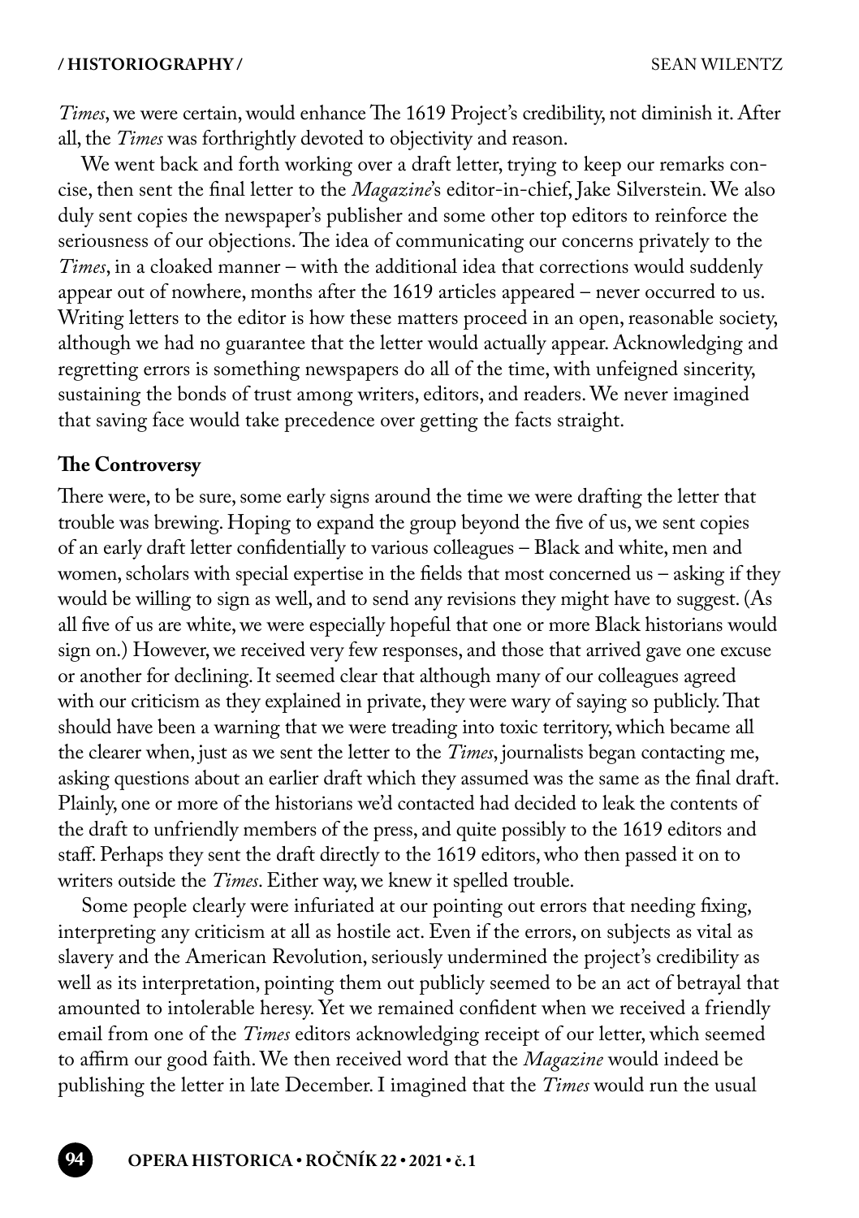*Times*, we were certain, would enhance The 1619 Project's credibility, not diminish it. After all, the *Times* was forthrightly devoted to objectivity and reason.

We went back and forth working over a draft letter, trying to keep our remarks concise, then sent the final letter to the *Magazine*'s editor-in-chief, Jake Silverstein. We also duly sent copies the newspaper's publisher and some other top editors to reinforce the seriousness of our objections. The idea of communicating our concerns privately to the *Times*, in a cloaked manner – with the additional idea that corrections would suddenly appear out of nowhere, months after the 1619 articles appeared – never occurred to us. Writing letters to the editor is how these matters proceed in an open, reasonable society, although we had no guarantee that the letter would actually appear. Acknowledging and regretting errors is something newspapers do all of the time, with unfeigned sincerity, sustaining the bonds of trust among writers, editors, and readers. We never imagined that saving face would take precedence over getting the facts straight.

**The Controversy**

There were, to be sure, some early signs around the time we were drafting the letter that trouble was brewing. Hoping to expand the group beyond the five of us, we sent copies of an early draft letter confidentially to various colleagues – Black and white, men and women, scholars with special expertise in the fields that most concerned us – asking if they would be willing to sign as well, and to send any revisions they might have to suggest. (As all five of us are white, we were especially hopeful that one or more Black historians would sign on.) However, we received very few responses, and those that arrived gave one excuse or another for declining. It seemed clear that although many of our colleagues agreed with our criticism as they explained in private, they were wary of saying so publicly. That should have been a warning that we were treading into toxic territory, which became all the clearer when, just as we sent the letter to the *Times*, journalists began contacting me, asking questions about an earlier draft which they assumed was the same as the final draft. Plainly, one or more of the historians we'd contacted had decided to leak the contents of the draft to unfriendly members of the press, and quite possibly to the 1619 editors and staff. Perhaps they sent the draft directly to the 1619 editors, who then passed it on to writers outside the *Times*. Either way, we knew it spelled trouble.

Some people clearly were infuriated at our pointing out errors that needing fixing, interpreting any criticism at all as hostile act. Even if the errors, on subjects as vital as slavery and the American Revolution, seriously undermined the project's credibility as well as its interpretation, pointing them out publicly seemed to be an act of betrayal that amounted to intolerable heresy. Yet we remained confident when we received a friendly email from one of the *Times* editors acknowledging receipt of our letter, which seemed to affirm our good faith. We then received word that the *Magazine* would indeed be publishing the letter in late December. I imagined that the *Times* would run the usual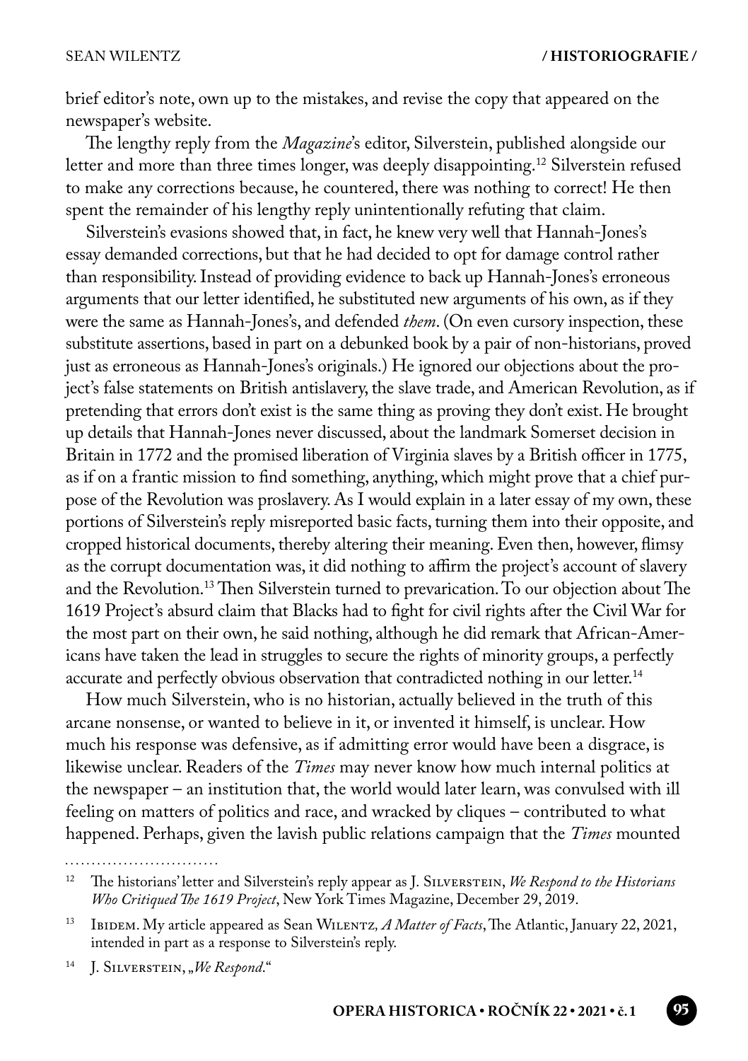brief editor's note, own up to the mistakes, and revise the copy that appeared on the newspaper's website.

The lengthy reply from the *Magazine*'s editor, Silverstein, published alongside our letter and more than three times longer, was deeply disappointing.[12] Silverstein refused to make any corrections because, he countered, there was nothing to correct! He then spent the remainder of his lengthy reply unintentionally refuting that claim.

Silverstein's evasions showed that, in fact, he knew very well that Hannah-Jones's essay demanded corrections, but that he had decided to opt for damage control rather than responsibility. Instead of providing evidence to back up Hannah-Jones's erroneous arguments that our letter identified, he substituted new arguments of his own, as if they were the same as Hannah-Jones's, and defended *them*. (On even cursory inspection, these substitute assertions, based in part on a debunked book by a pair of non-historians, proved just as erroneous as Hannah-Jones's originals.) He ignored our objections about the project's false statements on British antislavery, the slave trade, and American Revolution, as if pretending that errors don't exist is the same thing as proving they don't exist. He brought up details that Hannah-Jones never discussed, about the landmark Somerset decision in Britain in 1772 and the promised liberation of Virginia slaves by a British officer in 1775, as if on a frantic mission to find something, anything, which might prove that a chief purpose of the Revolution was proslavery. As I would explain in a later essay of my own, these portions of Silverstein's reply misreported basic facts, turning them into their opposite, and cropped historical documents, thereby altering their meaning. Even then, however, flimsy as the corrupt documentation was, it did nothing to affirm the project's account of slavery and the Revolution.[13] Then Silverstein turned to prevarication. To our objection about The 1619 Project's absurd claim that Blacks had to fight for civil rights after the Civil War for the most part on their own, he said nothing, although he did remark that African-Americans have taken the lead in struggles to secure the rights of minority groups, a perfectly accurate and perfectly obvious observation that contradicted nothing in our letter.[14]

How much Silverstein, who is no historian, actually believed in the truth of this arcane nonsense, or wanted to believe in it, or invented it himself, is unclear. How much his response was defensive, as if admitting error would have been a disgrace, is likewise unclear. Readers of the *Times* may never know how much internal politics at the newspaper – an institution that, the world would later learn, was convulsed with ill feeling on matters of politics and race, and wracked by cliques – contributed to what happened. Perhaps, given the lavish public relations campaign that the *Times* mounted

---

[12] The historians' letter and Silverstein's reply appear as J. Silverstein, *We Respond to the Historians Who Critiqued The 1619 Project*, New York Times Magazine, December 29, 2019.

[13] Ibidem. My article appeared as Sean Wilentz, *A Matter of Facts*, The Atlantic, January 22, 2021, intended in part as a response to Silverstein's reply.

[14] J. Silverstein, „*We Respond*."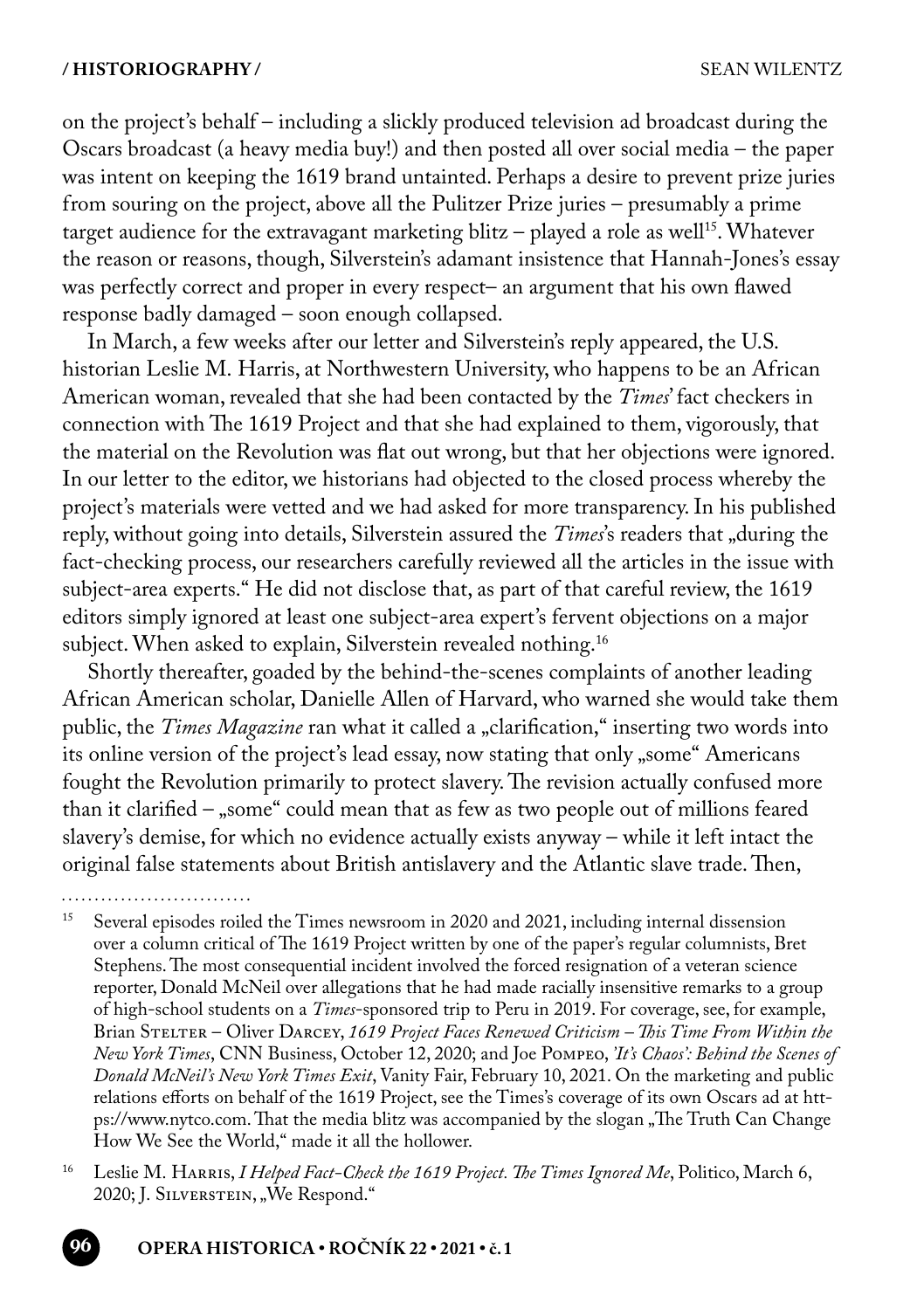on the project's behalf – including a slickly produced television ad broadcast during the Oscars broadcast (a heavy media buy!) and then posted all over social media – the paper was intent on keeping the 1619 brand untainted. Perhaps a desire to prevent prize juries from souring on the project, above all the Pulitzer Prize juries – presumably a prime target audience for the extravagant marketing blitz – played a role as well[15]. Whatever the reason or reasons, though, Silverstein's adamant insistence that Hannah-Jones's essay was perfectly correct and proper in every respect– an argument that his own flawed response badly damaged – soon enough collapsed.

In March, a few weeks after our letter and Silverstein's reply appeared, the U.S. historian Leslie M. Harris, at Northwestern University, who happens to be an African American woman, revealed that she had been contacted by the *Times*' fact checkers in connection with The 1619 Project and that she had explained to them, vigorously, that the material on the Revolution was flat out wrong, but that her objections were ignored. In our letter to the editor, we historians had objected to the closed process whereby the project's materials were vetted and we had asked for more transparency. In his published reply, without going into details, Silverstein assured the *Times*'s readers that „during the fact-checking process, our researchers carefully reviewed all the articles in the issue with subject-area experts." He did not disclose that, as part of that careful review, the 1619 editors simply ignored at least one subject-area expert's fervent objections on a major subject. When asked to explain, Silverstein revealed nothing.[16]

Shortly thereafter, goaded by the behind-the-scenes complaints of another leading African American scholar, Danielle Allen of Harvard, who warned she would take them public, the *Times Magazine* ran what it called a „clarification," inserting two words into its online version of the project's lead essay, now stating that only „some" Americans fought the Revolution primarily to protect slavery. The revision actually confused more than it clarified – „some" could mean that as few as two people out of millions feared slavery's demise, for which no evidence actually exists anyway – while it left intact the original false statements about British antislavery and the Atlantic slave trade. Then,

---

[15] Several episodes roiled the Times newsroom in 2020 and 2021, including internal dissension over a column critical of The 1619 Project written by one of the paper's regular columnists, Bret Stephens. The most consequential incident involved the forced resignation of a veteran science reporter, Donald McNeil over allegations that he had made racially insensitive remarks to a group of high-school students on a *Times*-sponsored trip to Peru in 2019. For coverage, see, for example, Brian Stelter – Oliver Darcey, *1619 Project Faces Renewed Criticism – This Time From Within the New York Times*, CNN Business, October 12, 2020; and Joe Pompeo, *'It's Chaos': Behind the Scenes of Donald McNeil's New York Times Exit*, Vanity Fair, February 10, 2021. On the marketing and public relations efforts on behalf of the 1619 Project, see the Times's coverage of its own Oscars ad at https://www.nytco.com. That the media blitz was accompanied by the slogan „The Truth Can Change How We See the World," made it all the hollower.

[16] Leslie M. Harris, *I Helped Fact-Check the 1619 Project. The Times Ignored Me*, Politico, March 6, 2020; J. Silverstein, „We Respond."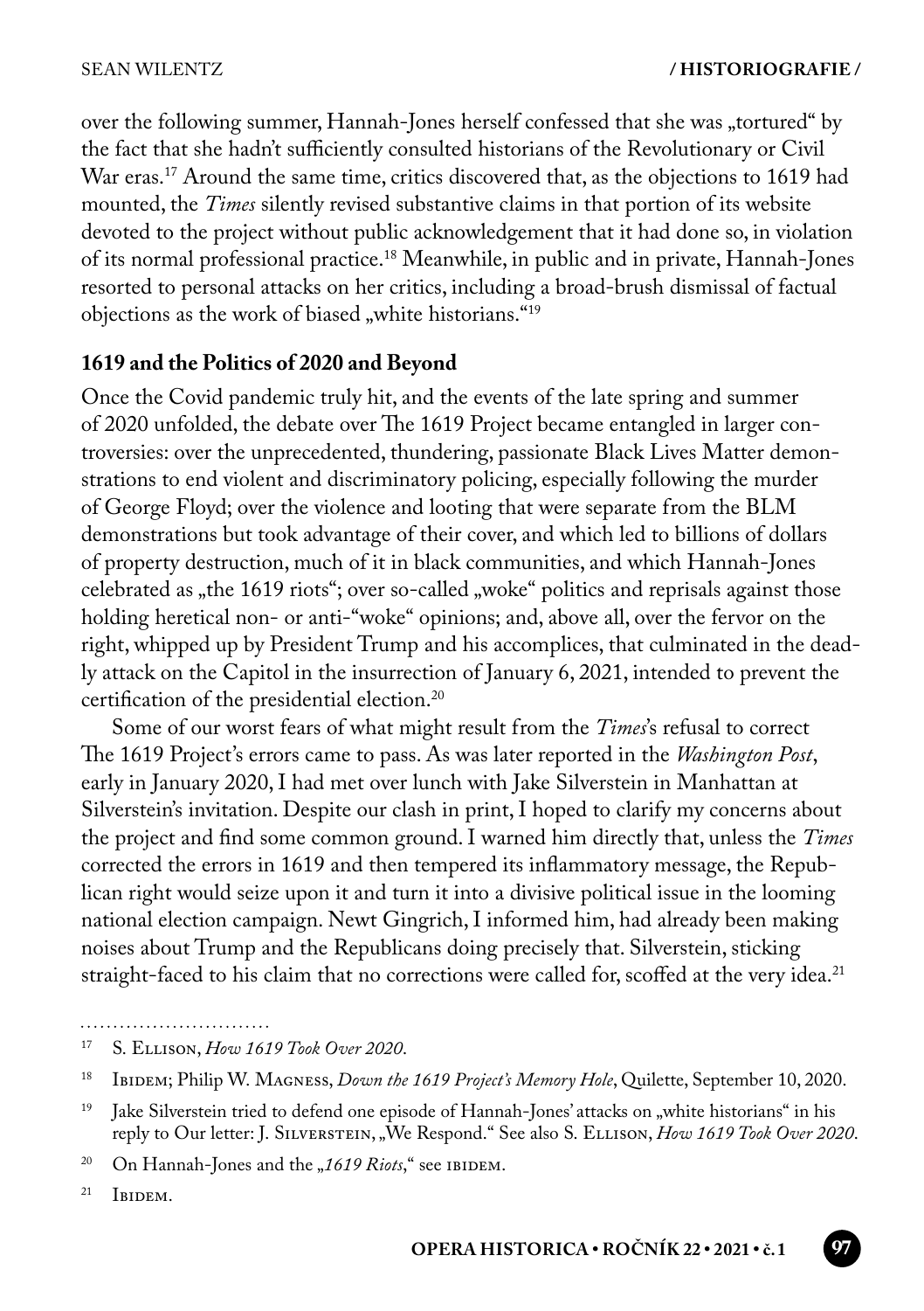over the following summer, Hannah-Jones herself confessed that she was „tortured" by the fact that she hadn't sufficiently consulted historians of the Revolutionary or Civil War eras.[17] Around the same time, critics discovered that, as the objections to 1619 had mounted, the *Times* silently revised substantive claims in that portion of its website devoted to the project without public acknowledgement that it had done so, in violation of its normal professional practice.[18] Meanwhile, in public and in private, Hannah-Jones resorted to personal attacks on her critics, including a broad-brush dismissal of factual objections as the work of biased „white historians."[19]

## 1619 and the Politics of 2020 and Beyond

Once the Covid pandemic truly hit, and the events of the late spring and summer of 2020 unfolded, the debate over The 1619 Project became entangled in larger controversies: over the unprecedented, thundering, passionate Black Lives Matter demonstrations to end violent and discriminatory policing, especially following the murder of George Floyd; over the violence and looting that were separate from the BLM demonstrations but took advantage of their cover, and which led to billions of dollars of property destruction, much of it in black communities, and which Hannah-Jones celebrated as „the 1619 riots"; over so-called „woke" politics and reprisals against those holding heretical non- or anti-"woke" opinions; and, above all, over the fervor on the right, whipped up by President Trump and his accomplices, that culminated in the deadly attack on the Capitol in the insurrection of January 6, 2021, intended to prevent the certification of the presidential election.[20]

Some of our worst fears of what might result from the *Times*'s refusal to correct The 1619 Project's errors came to pass. As was later reported in the *Washington Post*, early in January 2020, I had met over lunch with Jake Silverstein in Manhattan at Silverstein's invitation. Despite our clash in print, I hoped to clarify my concerns about the project and find some common ground. I warned him directly that, unless the *Times* corrected the errors in 1619 and then tempered its inflammatory message, the Republican right would seize upon it and turn it into a divisive political issue in the looming national election campaign. Newt Gingrich, I informed him, had already been making noises about Trump and the Republicans doing precisely that. Silverstein, sticking straight-faced to his claim that no corrections were called for, scoffed at the very idea.[21]

---

[17] S. Ellison, *How 1619 Took Over 2020*.

[18] Ibidem; Philip W. Magness, *Down the 1619 Project's Memory Hole*, Quilette, September 10, 2020.

[19] Jake Silverstein tried to defend one episode of Hannah-Jones' attacks on „white historians" in his reply to Our letter: J. Silverstein, „We Respond." See also S. Ellison, *How 1619 Took Over 2020*.

[20] On Hannah-Jones and the *„1619 Riots*," see ibidem.

[21] Ibidem.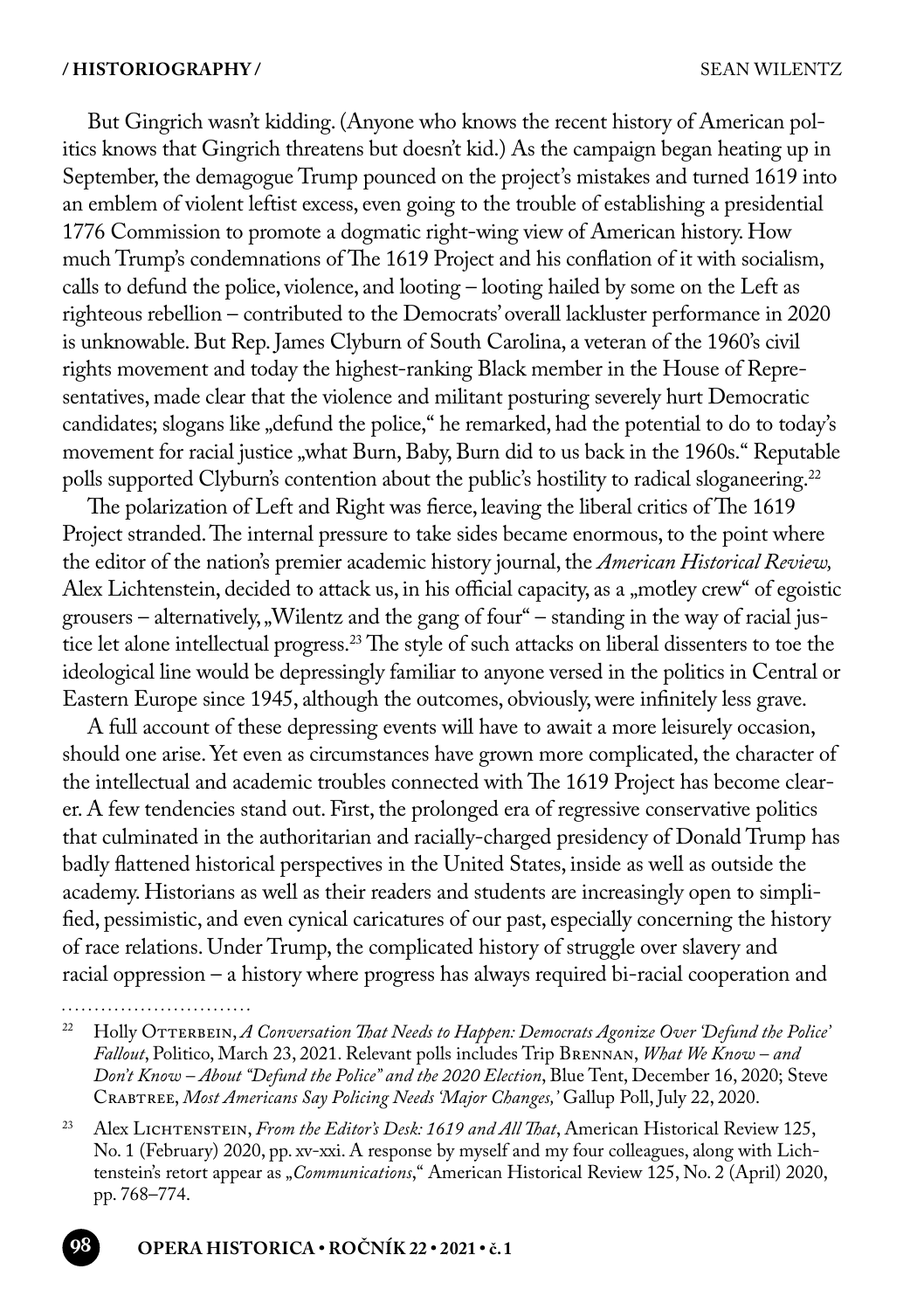But Gingrich wasn't kidding. (Anyone who knows the recent history of American politics knows that Gingrich threatens but doesn't kid.) As the campaign began heating up in September, the demagogue Trump pounced on the project's mistakes and turned 1619 into an emblem of violent leftist excess, even going to the trouble of establishing a presidential 1776 Commission to promote a dogmatic right-wing view of American history. How much Trump's condemnations of The 1619 Project and his conflation of it with socialism, calls to defund the police, violence, and looting – looting hailed by some on the Left as righteous rebellion – contributed to the Democrats' overall lackluster performance in 2020 is unknowable. But Rep. James Clyburn of South Carolina, a veteran of the 1960's civil rights movement and today the highest-ranking Black member in the House of Representatives, made clear that the violence and militant posturing severely hurt Democratic candidates; slogans like „defund the police," he remarked, had the potential to do to today's movement for racial justice „what Burn, Baby, Burn did to us back in the 1960s." Reputable polls supported Clyburn's contention about the public's hostility to radical sloganeering.[22]

The polarization of Left and Right was fierce, leaving the liberal critics of The 1619 Project stranded. The internal pressure to take sides became enormous, to the point where the editor of the nation's premier academic history journal, the *American Historical Review,* Alex Lichtenstein, decided to attack us, in his official capacity, as a „motley crew" of egoistic grousers – alternatively, „Wilentz and the gang of four" – standing in the way of racial justice let alone intellectual progress.[23] The style of such attacks on liberal dissenters to toe the ideological line would be depressingly familiar to anyone versed in the politics in Central or Eastern Europe since 1945, although the outcomes, obviously, were infinitely less grave.

A full account of these depressing events will have to await a more leisurely occasion, should one arise. Yet even as circumstances have grown more complicated, the character of the intellectual and academic troubles connected with The 1619 Project has become clearer. A few tendencies stand out. First, the prolonged era of regressive conservative politics that culminated in the authoritarian and racially-charged presidency of Donald Trump has badly flattened historical perspectives in the United States, inside as well as outside the academy. Historians as well as their readers and students are increasingly open to simplified, pessimistic, and even cynical caricatures of our past, especially concerning the history of race relations. Under Trump, the complicated history of struggle over slavery and racial oppression – a history where progress has always required bi-racial cooperation and

---

[22] Holly Otterbein, *A Conversation That Needs to Happen: Democrats Agonize Over 'Defund the Police' Fallout*, Politico, March 23, 2021. Relevant polls includes Trip Brennan, *What We Know – and Don't Know – About "Defund the Police" and the 2020 Election*, Blue Tent, December 16, 2020; Steve Crabtree, *Most Americans Say Policing Needs 'Major Changes,'* Gallup Poll, July 22, 2020.

[23] Alex Lichtenstein, *From the Editor's Desk: 1619 and All That*, American Historical Review 125, No. 1 (February) 2020, pp. xv-xxi. A response by myself and my four colleagues, along with Lichtenstein's retort appear as „*Communications*," American Historical Review 125, No. 2 (April) 2020, pp. 768–774.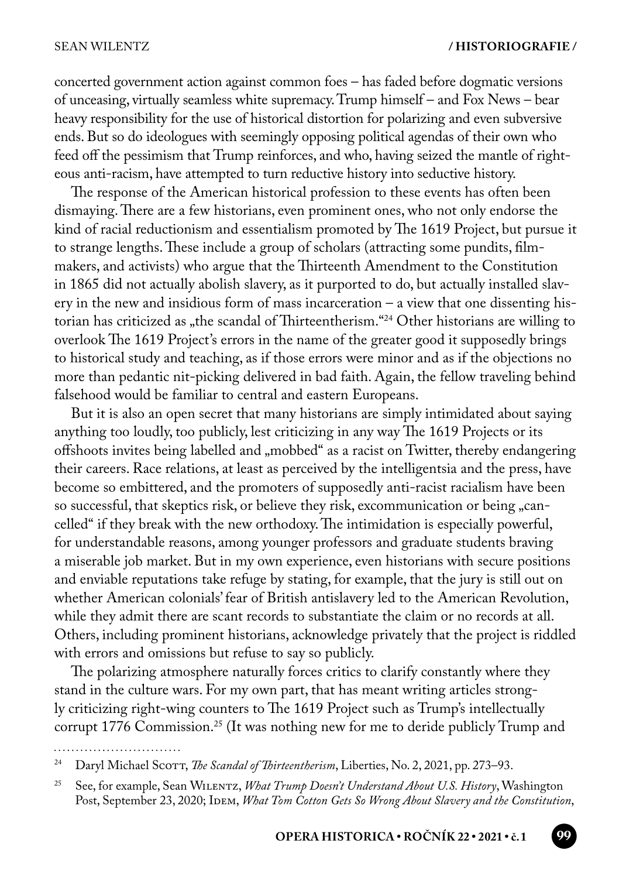concerted government action against common foes – has faded before dogmatic versions of unceasing, virtually seamless white supremacy. Trump himself – and Fox News – bear heavy responsibility for the use of historical distortion for polarizing and even subversive ends. But so do ideologues with seemingly opposing political agendas of their own who feed off the pessimism that Trump reinforces, and who, having seized the mantle of righteous anti-racism, have attempted to turn reductive history into seductive history.

The response of the American historical profession to these events has often been dismaying. There are a few historians, even prominent ones, who not only endorse the kind of racial reductionism and essentialism promoted by The 1619 Project, but pursue it to strange lengths. These include a group of scholars (attracting some pundits, filmmakers, and activists) who argue that the Thirteenth Amendment to the Constitution in 1865 did not actually abolish slavery, as it purported to do, but actually installed slavery in the new and insidious form of mass incarceration – a view that one dissenting historian has criticized as „the scandal of Thirteentherism."[24] Other historians are willing to overlook The 1619 Project's errors in the name of the greater good it supposedly brings to historical study and teaching, as if those errors were minor and as if the objections no more than pedantic nit-picking delivered in bad faith. Again, the fellow traveling behind falsehood would be familiar to central and eastern Europeans.

But it is also an open secret that many historians are simply intimidated about saying anything too loudly, too publicly, lest criticizing in any way The 1619 Projects or its offshoots invites being labelled and „mobbed" as a racist on Twitter, thereby endangering their careers. Race relations, at least as perceived by the intelligentsia and the press, have become so embittered, and the promoters of supposedly anti-racist racialism have been so successful, that skeptics risk, or believe they risk, excommunication or being „cancelled" if they break with the new orthodoxy. The intimidation is especially powerful, for understandable reasons, among younger professors and graduate students braving a miserable job market. But in my own experience, even historians with secure positions and enviable reputations take refuge by stating, for example, that the jury is still out on whether American colonials' fear of British antislavery led to the American Revolution, while they admit there are scant records to substantiate the claim or no records at all. Others, including prominent historians, acknowledge privately that the project is riddled with errors and omissions but refuse to say so publicly.

The polarizing atmosphere naturally forces critics to clarify constantly where they stand in the culture wars. For my own part, that has meant writing articles strongly criticizing right-wing counters to The 1619 Project such as Trump's intellectually corrupt 1776 Commission.[25] (It was nothing new for me to deride publicly Trump and

---

[24] Daryl Michael Scott, *The Scandal of Thirteentherism*, Liberties, No. 2, 2021, pp. 273–93.

[25] See, for example, Sean Wilentz, *What Trump Doesn't Understand About U.S. History*, Washington Post, September 23, 2020; Idem, *What Tom Cotton Gets So Wrong About Slavery and the Constitution*,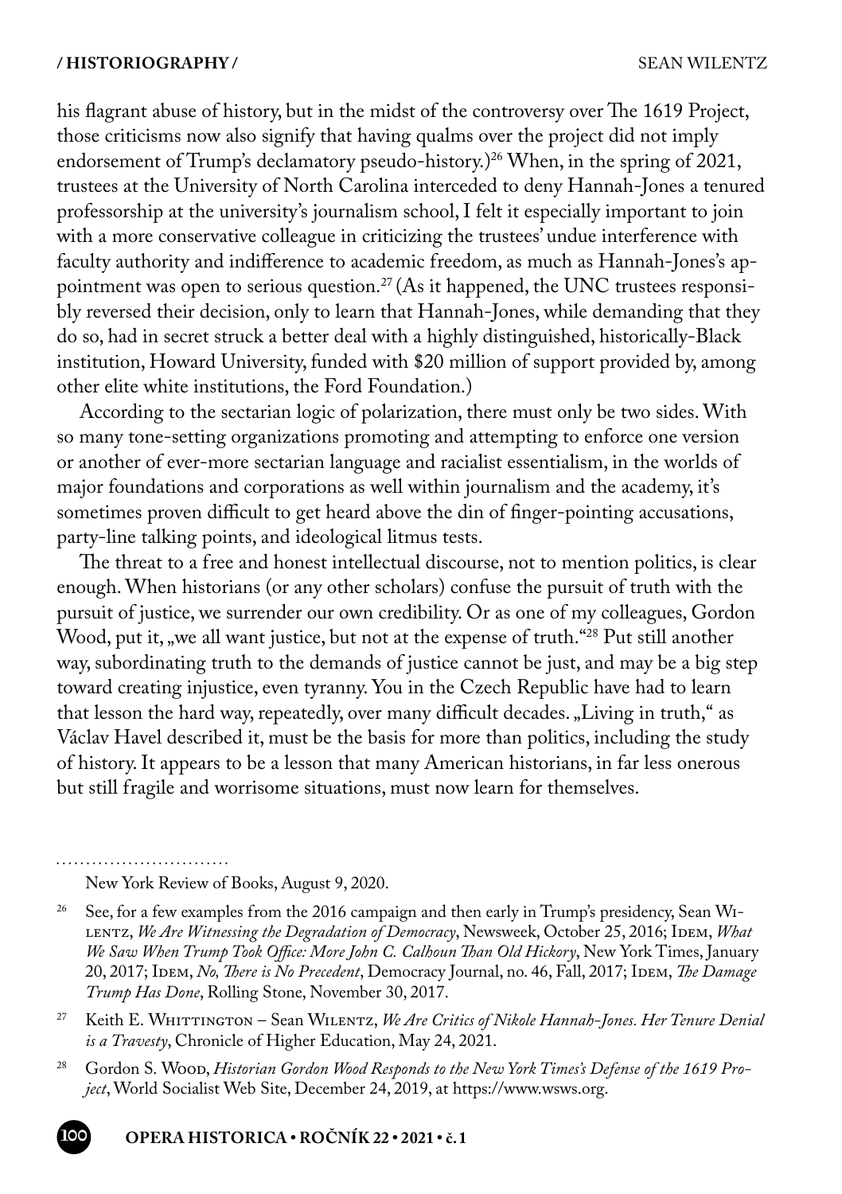his flagrant abuse of history, but in the midst of the controversy over The 1619 Project, those criticisms now also signify that having qualms over the project did not imply endorsement of Trump's declamatory pseudo-history.)[26] When, in the spring of 2021, trustees at the University of North Carolina interceded to deny Hannah-Jones a tenured professorship at the university's journalism school, I felt it especially important to join with a more conservative colleague in criticizing the trustees' undue interference with faculty authority and indifference to academic freedom, as much as Hannah-Jones's appointment was open to serious question.[27] (As it happened, the UNC trustees responsibly reversed their decision, only to learn that Hannah-Jones, while demanding that they do so, had in secret struck a better deal with a highly distinguished, historically-Black institution, Howard University, funded with $20 million of support provided by, among other elite white institutions, the Ford Foundation.)

According to the sectarian logic of polarization, there must only be two sides. With so many tone-setting organizations promoting and attempting to enforce one version or another of ever-more sectarian language and racialist essentialism, in the worlds of major foundations and corporations as well within journalism and the academy, it's sometimes proven difficult to get heard above the din of finger-pointing accusations, party-line talking points, and ideological litmus tests.

The threat to a free and honest intellectual discourse, not to mention politics, is clear enough. When historians (or any other scholars) confuse the pursuit of truth with the pursuit of justice, we surrender our own credibility. Or as one of my colleagues, Gordon Wood, put it, „we all want justice, but not at the expense of truth."[28] Put still another way, subordinating truth to the demands of justice cannot be just, and may be a big step toward creating injustice, even tyranny. You in the Czech Republic have had to learn that lesson the hard way, repeatedly, over many difficult decades. „Living in truth," as Václav Havel described it, must be the basis for more than politics, including the study of history. It appears to be a lesson that many American historians, in far less onerous but still fragile and worrisome situations, must now learn for themselves.

---

New York Review of Books, August 9, 2020.

[26] See, for a few examples from the 2016 campaign and then early in Trump's presidency, Sean Wilentz, *We Are Witnessing the Degradation of Democracy*, Newsweek, October 25, 2016; Idem, *What We Saw When Trump Took Office: More John C. Calhoun Than Old Hickory*, New York Times, January 20, 2017; Idem, *No, There is No Precedent*, Democracy Journal, no. 46, Fall, 2017; Idem, *The Damage Trump Has Done*, Rolling Stone, November 30, 2017.

[27] Keith E. Whittington – Sean Wilentz, *We Are Critics of Nikole Hannah-Jones. Her Tenure Denial is a Travesty*, Chronicle of Higher Education, May 24, 2021.

[28] Gordon S. Wood, *Historian Gordon Wood Responds to the New York Times's Defense of the 1619 Project*, World Socialist Web Site, December 24, 2019, at https://www.wsws.org.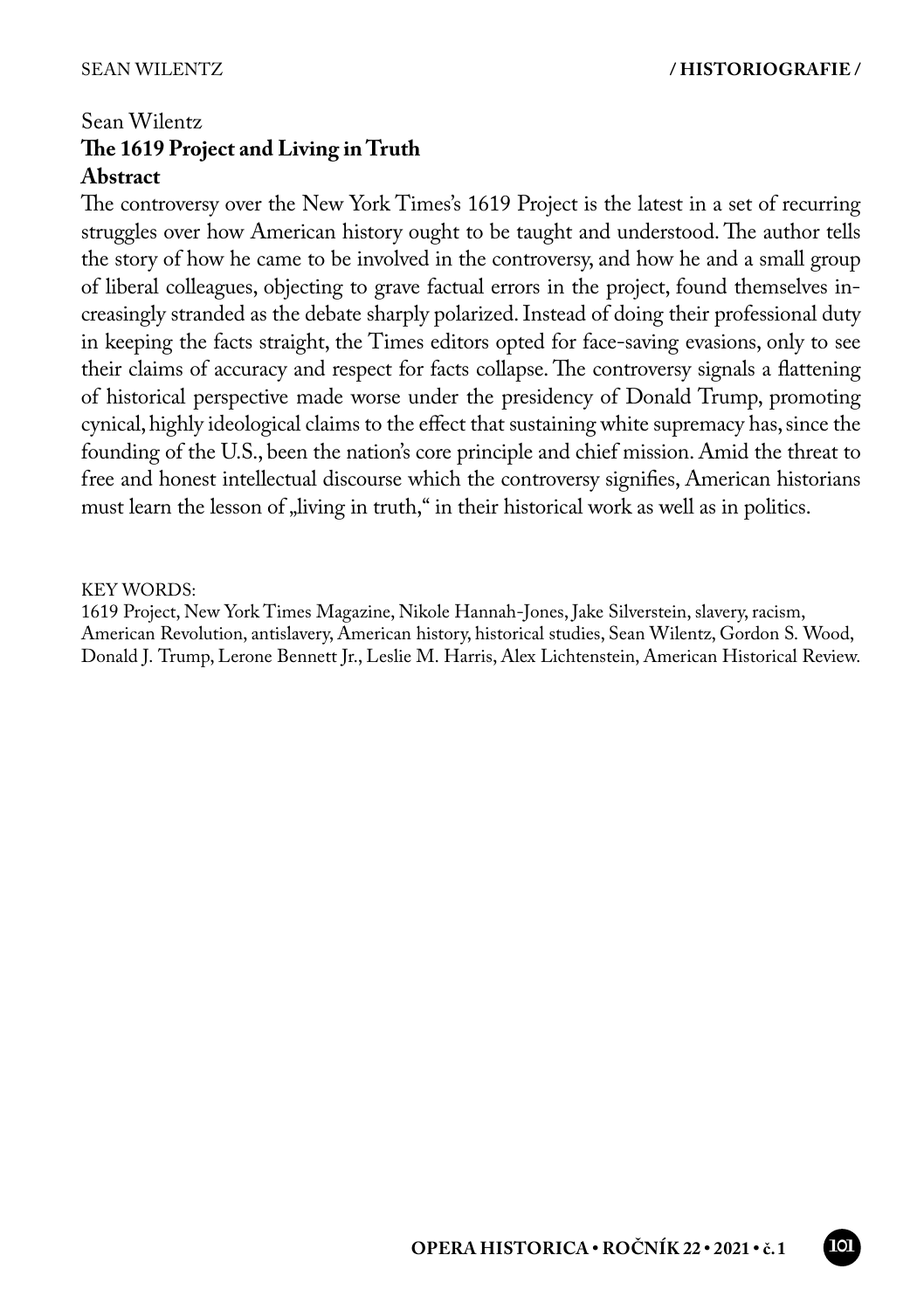Sean Wilentz

**The 1619 Project and Living in Truth**

**Abstract**

The controversy over the New York Times's 1619 Project is the latest in a set of recurring struggles over how American history ought to be taught and understood. The author tells the story of how he came to be involved in the controversy, and how he and a small group of liberal colleagues, objecting to grave factual errors in the project, found themselves increasingly stranded as the debate sharply polarized. Instead of doing their professional duty in keeping the facts straight, the Times editors opted for face-saving evasions, only to see their claims of accuracy and respect for facts collapse. The controversy signals a flattening of historical perspective made worse under the presidency of Donald Trump, promoting cynical, highly ideological claims to the effect that sustaining white supremacy has, since the founding of the U.S., been the nation's core principle and chief mission. Amid the threat to free and honest intellectual discourse which the controversy signifies, American historians must learn the lesson of „living in truth," in their historical work as well as in politics.

KEY WORDS:

1619 Project, New York Times Magazine, Nikole Hannah-Jones, Jake Silverstein, slavery, racism, American Revolution, antislavery, American history, historical studies, Sean Wilentz, Gordon S. Wood, Donald J. Trump, Lerone Bennett Jr., Leslie M. Harris, Alex Lichtenstein, American Historical Review.